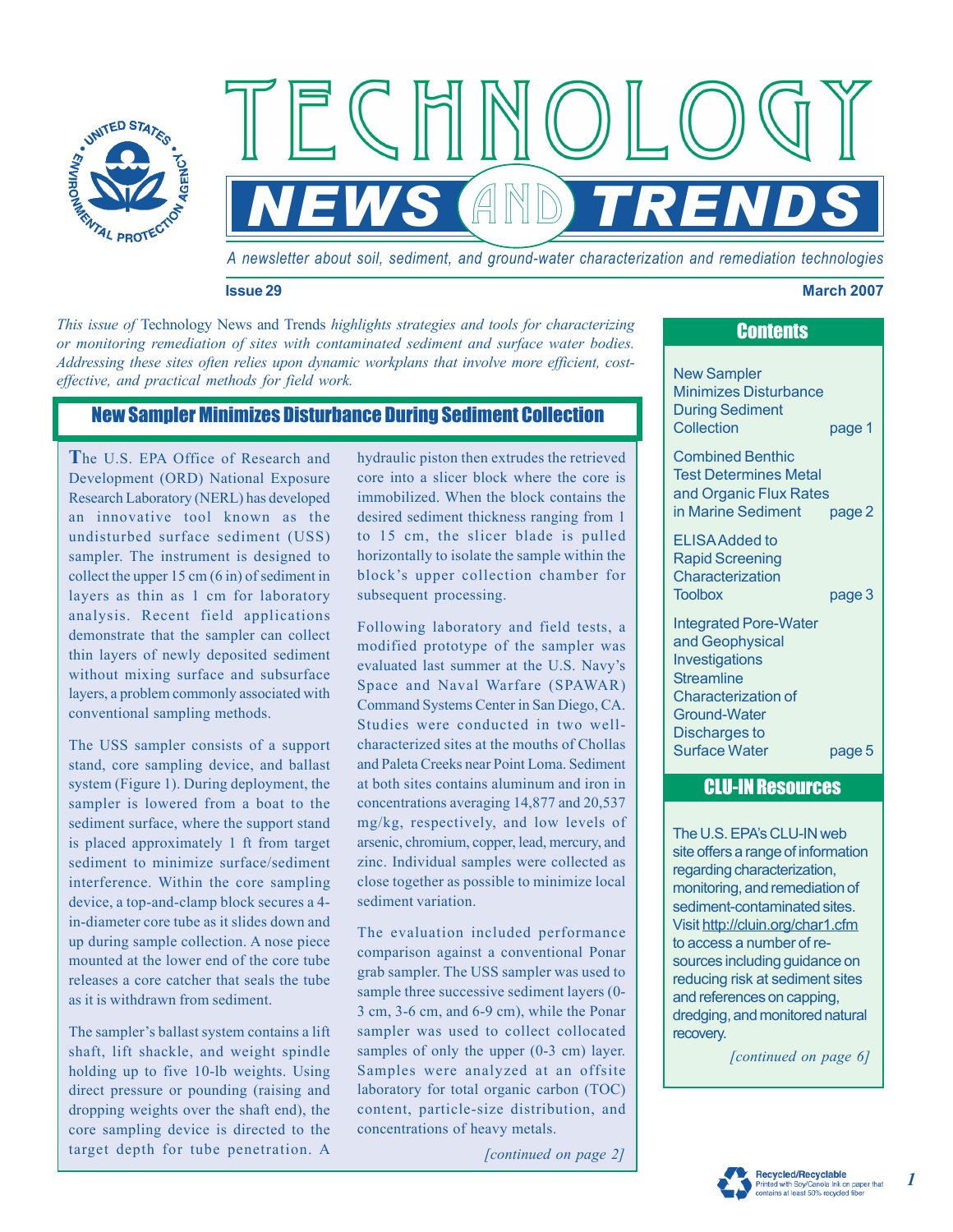# TECHNOLOGY NEWS AND TRENDS

*A newsletter about soil, sediment, and ground-water characterization and remediation technologies*

**Issue 29** **March 2007**

*This issue of* Technology News and Trends *highlights strategies and tools for characterizing or monitoring remediation of sites with contaminated sediment and surface water bodies. Addressing these sites often relies upon dynamic workplans that involve more efficient, cost-effective, and practical methods for field work.*

## New Sampler Minimizes Disturbance During Sediment Collection

The U.S. EPA Office of Research and Development (ORD) National Exposure Research Laboratory (NERL) has developed an innovative tool known as the undisturbed surface sediment (USS) sampler. The instrument is designed to collect the upper 15 cm (6 in) of sediment in layers as thin as 1 cm for laboratory analysis. Recent field applications demonstrate that the sampler can collect thin layers of newly deposited sediment without mixing surface and subsurface layers, a problem commonly associated with conventional sampling methods.

The USS sampler consists of a support stand, core sampling device, and ballast system (Figure 1). During deployment, the sampler is lowered from a boat to the sediment surface, where the support stand is placed approximately 1 ft from target sediment to minimize surface/sediment interference. Within the core sampling device, a top-and-clamp block secures a 4-in-diameter core tube as it slides down and up during sample collection. A nose piece mounted at the lower end of the core tube releases a core catcher that seals the tube as it is withdrawn from sediment.

The sampler's ballast system contains a lift shaft, lift shackle, and weight spindle holding up to five 10-lb weights. Using direct pressure or pounding (raising and dropping weights over the shaft end), the core sampling device is directed to the target depth for tube penetration. A hydraulic piston then extrudes the retrieved core into a slicer block where the core is immobilized. When the block contains the desired sediment thickness ranging from 1 to 15 cm, the slicer blade is pulled horizontally to isolate the sample within the block's upper collection chamber for subsequent processing.

Following laboratory and field tests, a modified prototype of the sampler was evaluated last summer at the U.S. Navy's Space and Naval Warfare (SPAWAR) Command Systems Center in San Diego, CA. Studies were conducted in two well-characterized sites at the mouths of Chollas and Paleta Creeks near Point Loma. Sediment at both sites contains aluminum and iron in concentrations averaging 14,877 and 20,537 mg/kg, respectively, and low levels of arsenic, chromium, copper, lead, mercury, and zinc. Individual samples were collected as close together as possible to minimize local sediment variation.

The evaluation included performance comparison against a conventional Ponar grab sampler. The USS sampler was used to sample three successive sediment layers (0-3 cm, 3-6 cm, and 6-9 cm), while the Ponar sampler was used to collect collocated samples of only the upper (0-3 cm) layer. Samples were analyzed at an offsite laboratory for total organic carbon (TOC) content, particle-size distribution, and concentrations of heavy metals.

*[continued on page 2]*

## Contents

- New Sampler Minimizes Disturbance During Sediment Collection — page 1
- Combined Benthic Test Determines Metal and Organic Flux Rates in Marine Sediment — page 2
- ELISA Added to Rapid Screening Characterization Toolbox — page 3
- Integrated Pore-Water and Geophysical Investigations Streamline Characterization of Ground-Water Discharges to Surface Water — page 5

## CLU-IN Resources

The U.S. EPA's CLU-IN web site offers a range of information regarding characterization, monitoring, and remediation of sediment-contaminated sites. Visit http://cluin.org/char1.cfm to access a number of resources including guidance on reducing risk at sediment sites and references on capping, dredging, and monitored natural recovery.

*[continued on page 6]*

Recycled/Recyclable
Printed with Soy/Canola ink on paper that contains at least 50% recycled fiber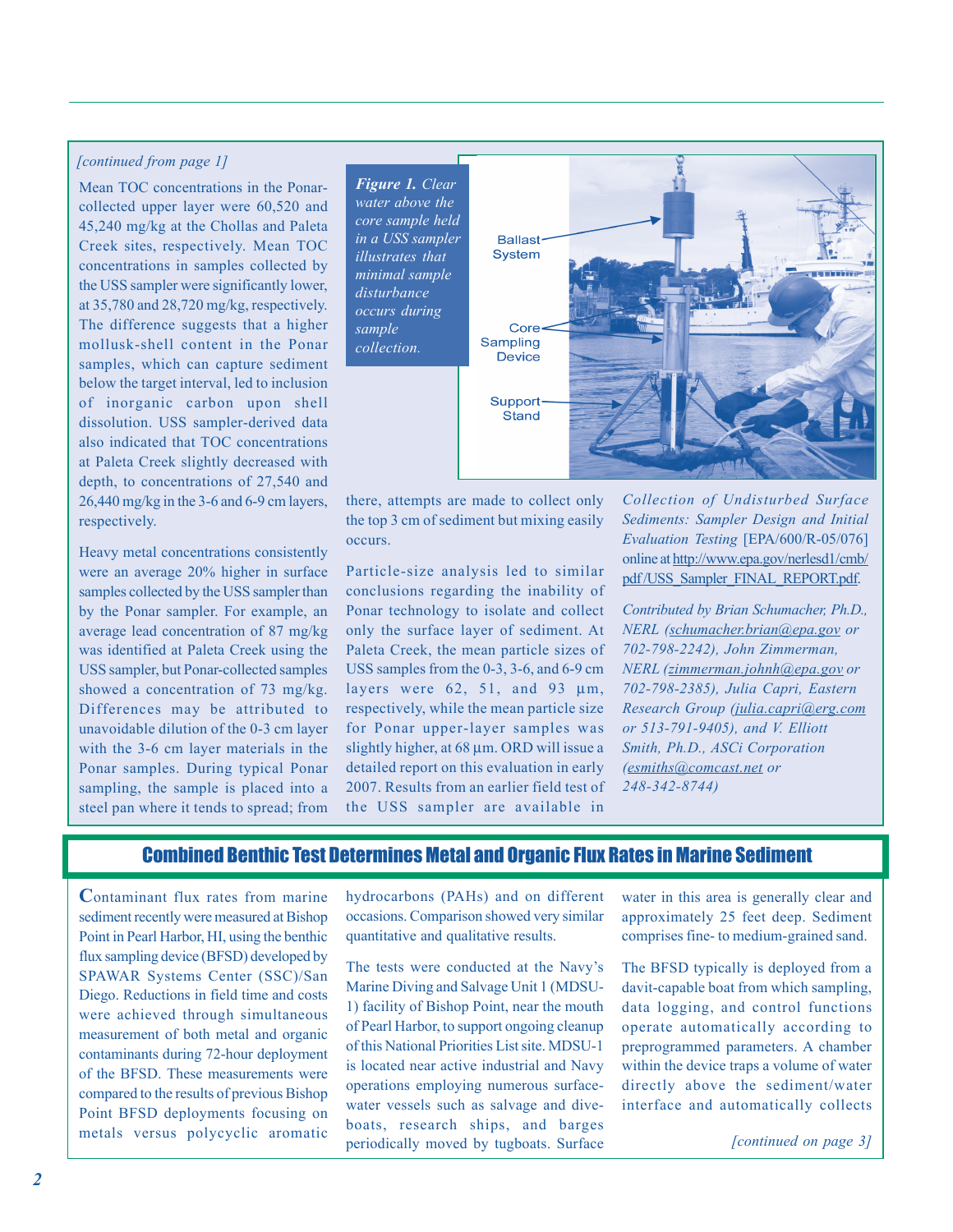*[continued from page 1]*

Mean TOC concentrations in the Ponar-collected upper layer were 60,520 and 45,240 mg/kg at the Chollas and Paleta Creek sites, respectively. Mean TOC concentrations in samples collected by the USS sampler were significantly lower, at 35,780 and 28,720 mg/kg, respectively. The difference suggests that a higher mollusk-shell content in the Ponar samples, which can capture sediment below the target interval, led to inclusion of inorganic carbon upon shell dissolution. USS sampler-derived data also indicated that TOC concentrations at Paleta Creek slightly decreased with depth, to concentrations of 27,540 and 26,440 mg/kg in the 3-6 and 6-9 cm layers, respectively.

Heavy metal concentrations consistently were an average 20% higher in surface samples collected by the USS sampler than by the Ponar sampler. For example, an average lead concentration of 87 mg/kg was identified at Paleta Creek using the USS sampler, but Ponar-collected samples showed a concentration of 73 mg/kg. Differences may be attributed to unavoidable dilution of the 0-3 cm layer with the 3-6 cm layer materials in the Ponar samples. During typical Ponar sampling, the sample is placed into a steel pan where it tends to spread; from there, attempts are made to collect only the top 3 cm of sediment but mixing easily occurs.

*Figure 1. Clear water above the core sample held in a USS sampler illustrates that minimal sample disturbance occurs during sample collection.*

Particle-size analysis led to similar conclusions regarding the inability of Ponar technology to isolate and collect only the surface layer of sediment. At Paleta Creek, the mean particle sizes of USS samples from the 0-3, 3-6, and 6-9 cm layers were 62, 51, and 93 µm, respectively, while the mean particle size for Ponar upper-layer samples was slightly higher, at 68 µm. ORD will issue a detailed report on this evaluation in early 2007. Results from an earlier field test of the USS sampler are available in *Collection of Undisturbed Surface Sediments: Sampler Design and Initial Evaluation Testing* [EPA/600/R-05/076] online at http://www.epa.gov/nerlesd1/cmb/pdf/USS_Sampler_FINAL_REPORT.pdf.

*Contributed by Brian Schumacher, Ph.D., NERL (schumacher.brian@epa.gov or 702-798-2242), John Zimmerman, NERL (zimmerman.johnh@epa.gov or 702-798-2385), Julia Capri, Eastern Research Group (julia.capri@erg.com or 513-791-9405), and V. Elliott Smith, Ph.D., ASCi Corporation (esmiths@comcast.net or 248-342-8744)*

## Combined Benthic Test Determines Metal and Organic Flux Rates in Marine Sediment

Contaminant flux rates from marine sediment recently were measured at Bishop Point in Pearl Harbor, HI, using the benthic flux sampling device (BFSD) developed by SPAWAR Systems Center (SSC)/San Diego. Reductions in field time and costs were achieved through simultaneous measurement of both metal and organic contaminants during 72-hour deployment of the BFSD. These measurements were compared to the results of previous Bishop Point BFSD deployments focusing on metals versus polycyclic aromatic hydrocarbons (PAHs) and on different occasions. Comparison showed very similar quantitative and qualitative results.

The tests were conducted at the Navy's Marine Diving and Salvage Unit 1 (MDSU-1) facility of Bishop Point, near the mouth of Pearl Harbor, to support ongoing cleanup of this National Priorities List site. MDSU-1 is located near active industrial and Navy operations employing numerous surface-water vessels such as salvage and dive-boats, research ships, and barges periodically moved by tugboats. Surface water in this area is generally clear and approximately 25 feet deep. Sediment comprises fine- to medium-grained sand.

The BFSD typically is deployed from a davit-capable boat from which sampling, data logging, and control functions operate automatically according to preprogrammed parameters. A chamber within the device traps a volume of water directly above the sediment/water interface and automatically collects

*[continued on page 3]*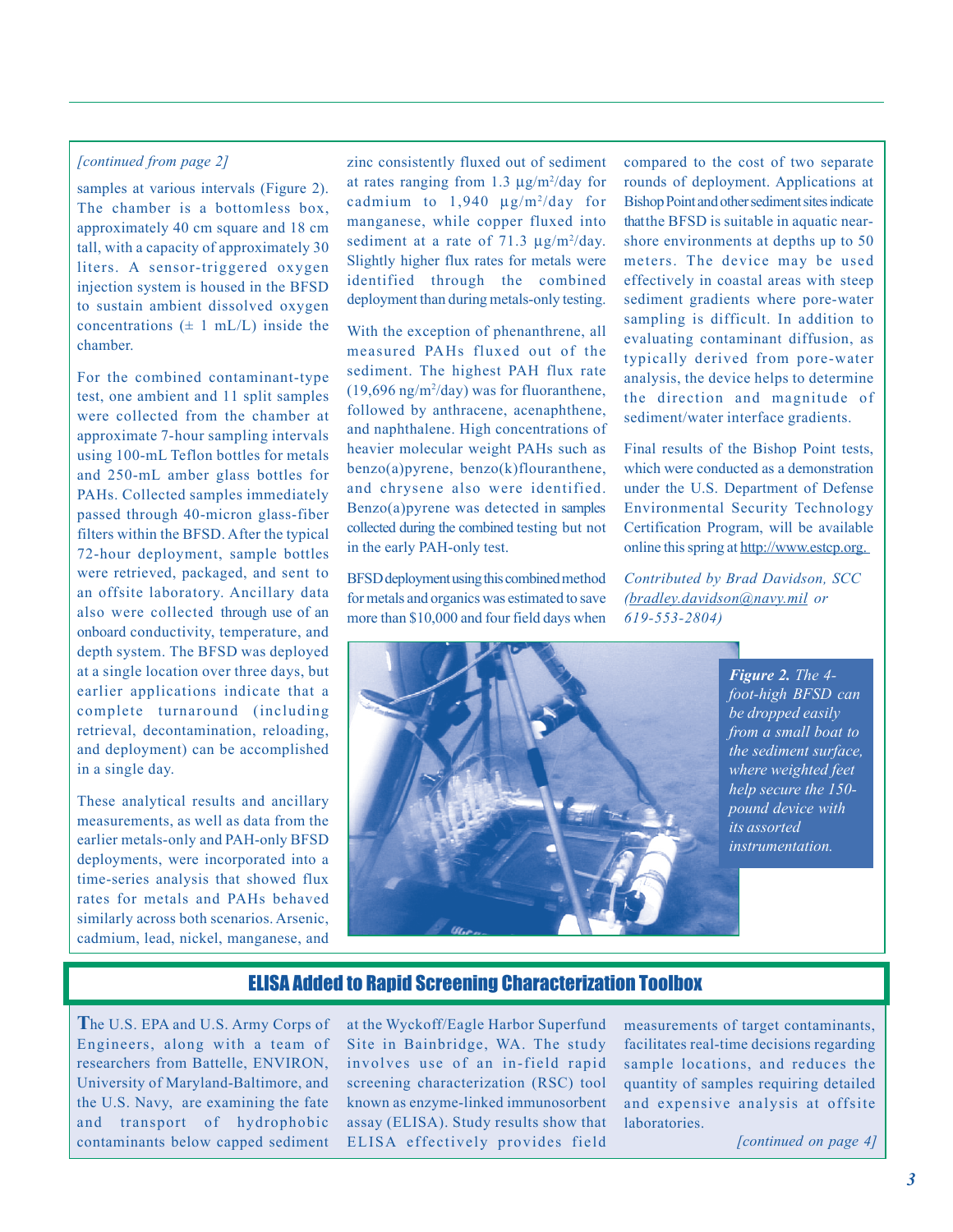*[continued from page 2]*

samples at various intervals (Figure 2). The chamber is a bottomless box, approximately 40 cm square and 18 cm tall, with a capacity of approximately 30 liters. A sensor-triggered oxygen injection system is housed in the BFSD to sustain ambient dissolved oxygen concentrations (± 1 mL/L) inside the chamber.

For the combined contaminant-type test, one ambient and 11 split samples were collected from the chamber at approximate 7-hour sampling intervals using 100-mL Teflon bottles for metals and 250-mL amber glass bottles for PAHs. Collected samples immediately passed through 40-micron glass-fiber filters within the BFSD. After the typical 72-hour deployment, sample bottles were retrieved, packaged, and sent to an offsite laboratory. Ancillary data also were collected through use of an onboard conductivity, temperature, and depth system. The BFSD was deployed at a single location over three days, but earlier applications indicate that a complete turnaround (including retrieval, decontamination, reloading, and deployment) can be accomplished in a single day.

These analytical results and ancillary measurements, as well as data from the earlier metals-only and PAH-only BFSD deployments, were incorporated into a time-series analysis that showed flux rates for metals and PAHs behaved similarly across both scenarios. Arsenic, cadmium, lead, nickel, manganese, and zinc consistently fluxed out of sediment at rates ranging from 1.3 $\mu g/m^2$/day for cadmium to 1,940 $\mu g/m^2$/day for manganese, while copper fluxed into sediment at a rate of 71.3 $\mu g/m^2$/day. Slightly higher flux rates for metals were identified through the combined deployment than during metals-only testing.

With the exception of phenanthrene, all measured PAHs fluxed out of the sediment. The highest PAH flux rate (19,696 $ng/m^2$/day) was for fluoranthene, followed by anthracene, acenaphthene, and naphthalene. High concentrations of heavier molecular weight PAHs such as benzo(a)pyrene, benzo(k)flouranthene, and chrysene also were identified. Benzo(a)pyrene was detected in samples collected during the combined testing but not in the early PAH-only test.

BFSD deployment using this combined method for metals and organics was estimated to save more than $10,000 and four field days when compared to the cost of two separate rounds of deployment. Applications at Bishop Point and other sediment sites indicate that the BFSD is suitable in aquatic near-shore environments at depths up to 50 meters. The device may be used effectively in coastal areas with steep sediment gradients where pore-water sampling is difficult. In addition to evaluating contaminant diffusion, as typically derived from pore-water analysis, the device helps to determine the direction and magnitude of sediment/water interface gradients.

Final results of the Bishop Point tests, which were conducted as a demonstration under the U.S. Department of Defense Environmental Security Technology Certification Program, will be available online this spring at http://www.estcp.org.

*Contributed by Brad Davidson, SCC (bradley.davidson@navy.mil or 619-553-2804)*

***Figure 2.*** *The 4-foot-high BFSD can be dropped easily from a small boat to the sediment surface, where weighted feet help secure the 150-pound device with its assorted instrumentation.*

## ELISA Added to Rapid Screening Characterization Toolbox

The U.S. EPA and U.S. Army Corps of Engineers, along with a team of researchers from Battelle, ENVIRON, University of Maryland-Baltimore, and the U.S. Navy, are examining the fate and transport of hydrophobic contaminants below capped sediment at the Wyckoff/Eagle Harbor Superfund Site in Bainbridge, WA. The study involves use of an in-field rapid screening characterization (RSC) tool known as enzyme-linked immunosorbent assay (ELISA). Study results show that ELISA effectively provides field measurements of target contaminants, facilitates real-time decisions regarding sample locations, and reduces the quantity of samples requiring detailed and expensive analysis at offsite laboratories.

*[continued on page 4]*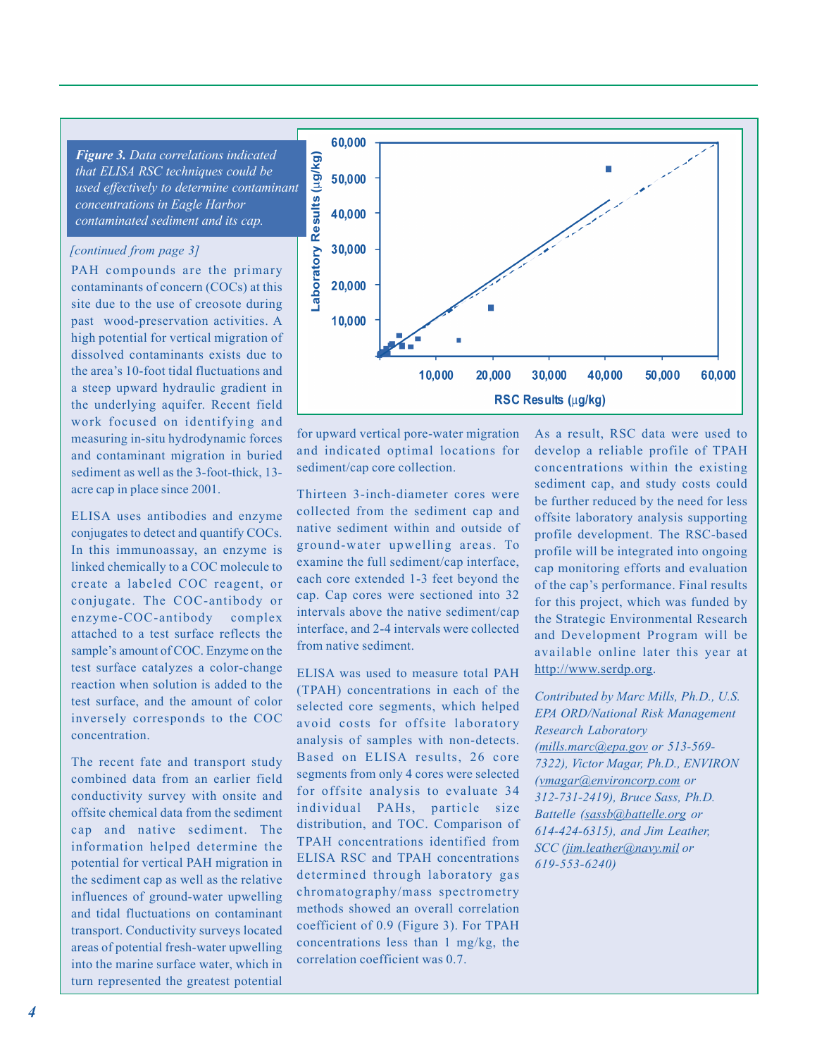*Figure 3. Data correlations indicated that ELISA RSC techniques could be used effectively to determine contaminant concentrations in Eagle Harbor contaminated sediment and its cap.*

*[continued from page 3]*

PAH compounds are the primary contaminants of concern (COCs) at this site due to the use of creosote during past wood-preservation activities. A high potential for vertical migration of dissolved contaminants exists due to the area's 10-foot tidal fluctuations and a steep upward hydraulic gradient in the underlying aquifer. Recent field work focused on identifying and measuring in-situ hydrodynamic forces and contaminant migration in buried sediment as well as the 3-foot-thick, 13-acre cap in place since 2001.

ELISA uses antibodies and enzyme conjugates to detect and quantify COCs. In this immunoassay, an enzyme is linked chemically to a COC molecule to create a labeled COC reagent, or conjugate. The COC-antibody or enzyme-COC-antibody complex attached to a test surface reflects the sample's amount of COC. Enzyme on the test surface catalyzes a color-change reaction when solution is added to the test surface, and the amount of color inversely corresponds to the COC concentration.

The recent fate and transport study combined data from an earlier field conductivity survey with onsite and offsite chemical data from the sediment cap and native sediment. The information helped determine the potential for vertical PAH migration in the sediment cap as well as the relative influences of ground-water upwelling and tidal fluctuations on contaminant transport. Conductivity surveys located areas of potential fresh-water upwelling into the marine surface water, which in turn represented the greatest potential for upward vertical pore-water migration and indicated optimal locations for sediment/cap core collection.

Thirteen 3-inch-diameter cores were collected from the sediment cap and native sediment within and outside of ground-water upwelling areas. To examine the full sediment/cap interface, each core extended 1-3 feet beyond the cap. Cap cores were sectioned into 32 intervals above the native sediment/cap interface, and 2-4 intervals were collected from native sediment.

ELISA was used to measure total PAH (TPAH) concentrations in each of the selected core segments, which helped avoid costs for offsite laboratory analysis of samples with non-detects. Based on ELISA results, 26 core segments from only 4 cores were selected for offsite analysis to evaluate 34 individual PAHs, particle size distribution, and TOC. Comparison of TPAH concentrations identified from ELISA RSC and TPAH concentrations determined through laboratory gas chromatography/mass spectrometry methods showed an overall correlation coefficient of 0.9 (Figure 3). For TPAH concentrations less than 1 mg/kg, the correlation coefficient was 0.7.

As a result, RSC data were used to develop a reliable profile of TPAH concentrations within the existing sediment cap, and study costs could be further reduced by the need for less offsite laboratory analysis supporting profile development. The RSC-based profile will be integrated into ongoing cap monitoring efforts and evaluation of the cap's performance. Final results for this project, which was funded by the Strategic Environmental Research and Development Program will be available online later this year at http://www.serdp.org.

*Contributed by Marc Mills, Ph.D., U.S. EPA ORD/National Risk Management Research Laboratory (mills.marc@epa.gov or 513-569-7322), Victor Magar, Ph.D., ENVIRON (vmagar@environcorp.com or 312-731-2419), Bruce Sass, Ph.D. Battelle (sassb@battelle.org or 614-424-6315), and Jim Leather, SCC (jim.leather@navy.mil or 619-553-6240)*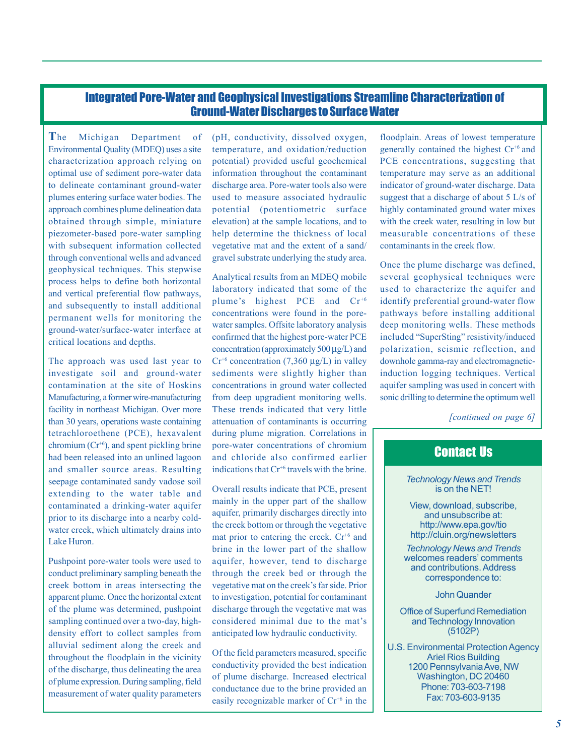## Integrated Pore-Water and Geophysical Investigations Streamline Characterization of Ground-Water Discharges to Surface Water

The Michigan Department of Environmental Quality (MDEQ) uses a site characterization approach relying on optimal use of sediment pore-water data to delineate contaminant ground-water plumes entering surface water bodies. The approach combines plume delineation data obtained through simple, miniature piezometer-based pore-water sampling with subsequent information collected through conventional wells and advanced geophysical techniques. This stepwise process helps to define both horizontal and vertical preferential flow pathways, and subsequently to install additional permanent wells for monitoring the ground-water/surface-water interface at critical locations and depths.

The approach was used last year to investigate soil and ground-water contamination at the site of Hoskins Manufacturing, a former wire-manufacturing facility in northeast Michigan. Over more than 30 years, operations waste containing tetrachloroethene (PCE), hexavalent chromium ($Cr^{+6}$), and spent pickling brine had been released into an unlined lagoon and smaller source areas. Resulting seepage contaminated sandy vadose soil extending to the water table and contaminated a drinking-water aquifer prior to its discharge into a nearby cold-water creek, which ultimately drains into Lake Huron.

Pushpoint pore-water tools were used to conduct preliminary sampling beneath the creek bottom in areas intersecting the apparent plume. Once the horizontal extent of the plume was determined, pushpoint sampling continued over a two-day, high-density effort to collect samples from alluvial sediment along the creek and throughout the floodplain in the vicinity of the discharge, thus delineating the area of plume expression. During sampling, field measurement of water quality parameters (pH, conductivity, dissolved oxygen, temperature, and oxidation/reduction potential) provided useful geochemical information throughout the contaminant discharge area. Pore-water tools also were used to measure associated hydraulic potential (potentiometric surface elevation) at the sample locations, and to help determine the thickness of local vegetative mat and the extent of a sand/gravel substrate underlying the study area.

Analytical results from an MDEQ mobile laboratory indicated that some of the plume's highest PCE and $Cr^{+6}$ concentrations were found in the pore-water samples. Offsite laboratory analysis confirmed that the highest pore-water PCE concentration (approximately 500 µg/L) and $Cr^{+6}$ concentration (7,360 µg/L) in valley sediments were slightly higher than concentrations in ground water collected from deep upgradient monitoring wells. These trends indicated that very little attenuation of contaminants is occurring during plume migration. Correlations in pore-water concentrations of chromium and chloride also confirmed earlier indications that $Cr^{+6}$ travels with the brine.

Overall results indicate that PCE, present mainly in the upper part of the shallow aquifer, primarily discharges directly into the creek bottom or through the vegetative mat prior to entering the creek. $Cr^{+6}$ and brine in the lower part of the shallow aquifer, however, tend to discharge through the creek bed or through the vegetative mat on the creek's far side. Prior to investigation, potential for contaminant discharge through the vegetative mat was considered minimal due to the mat's anticipated low hydraulic conductivity.

Of the field parameters measured, specific conductivity provided the best indication of plume discharge. Increased electrical conductance due to the brine provided an easily recognizable marker of $Cr^{+6}$ in the floodplain. Areas of lowest temperature generally contained the highest $Cr^{+6}$ and PCE concentrations, suggesting that temperature may serve as an additional indicator of ground-water discharge. Data suggest that a discharge of about 5 L/s of highly contaminated ground water mixes with the creek water, resulting in low but measurable concentrations of these contaminants in the creek flow.

Once the plume discharge was defined, several geophysical techniques were used to characterize the aquifer and identify preferential ground-water flow pathways before installing additional deep monitoring wells. These methods included "SuperSting" resistivity/induced polarization, seismic reflection, and downhole gamma-ray and electromagnetic-induction logging techniques. Vertical aquifer sampling was used in concert with sonic drilling to determine the optimum well

*[continued on page 6]*

### Contact Us

*Technology News and Trends* is on the NET!

View, download, subscribe, and unsubscribe at:
http://www.epa.gov/tio
http://cluin.org/newsletters

*Technology News and Trends* welcomes readers' comments and contributions. Address correspondence to:

John Quander

Office of Superfund Remediation and Technology Innovation (5102P)

U.S. Environmental Protection Agency
Ariel Rios Building
1200 Pennsylvania Ave, NW
Washington, DC 20460
Phone: 703-603-7198
Fax: 703-603-9135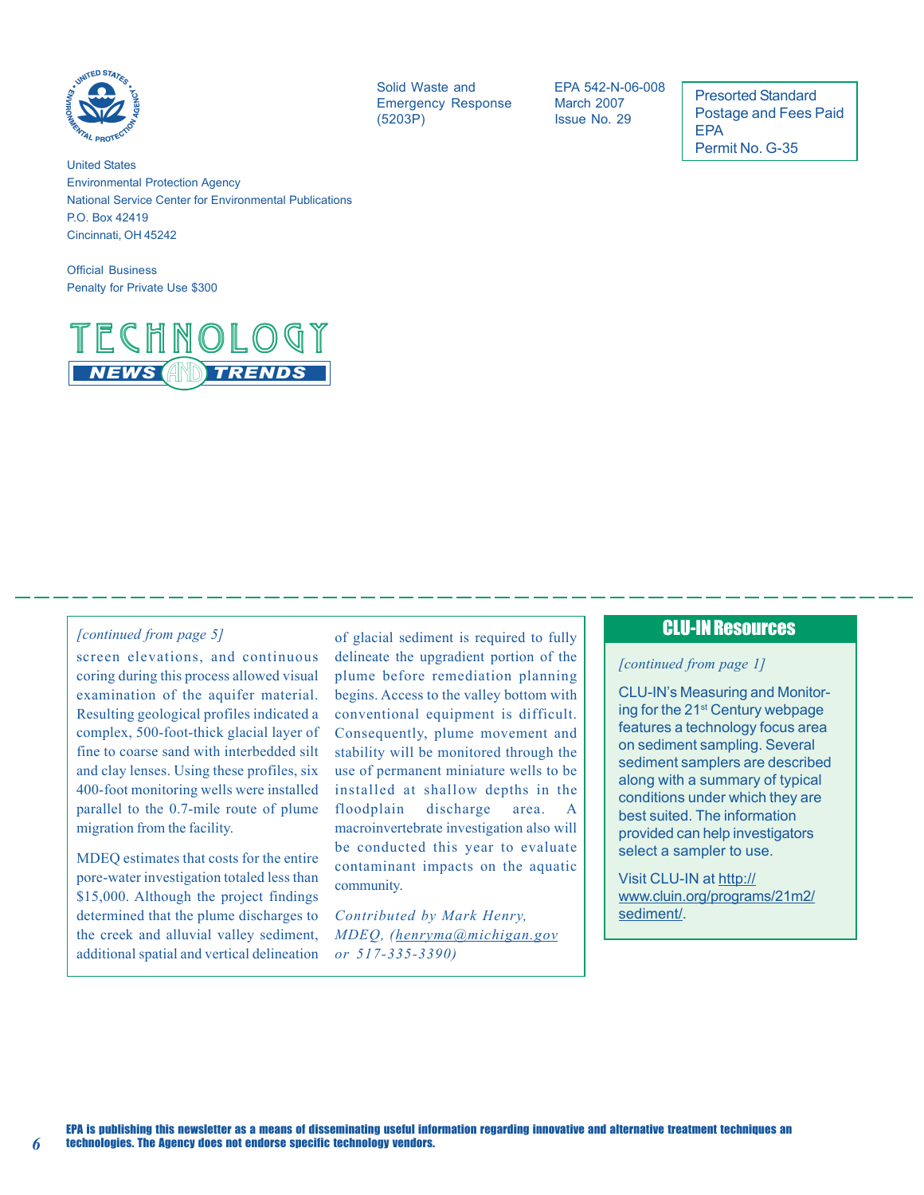Solid Waste and Emergency Response (5203P)

EPA 542-N-06-008
March 2007
Issue No. 29

Presorted Standard
Postage and Fees Paid
EPA
Permit No. G-35

United States
Environmental Protection Agency
National Service Center for Environmental Publications
P.O. Box 42419
Cincinnati, OH 45242

Official Business
Penalty for Private Use $300

# TECHNOLOGY NEWS AND TRENDS

*[continued from page 5]*

screen elevations, and continuous coring during this process allowed visual examination of the aquifer material. Resulting geological profiles indicated a complex, 500-foot-thick glacial layer of fine to coarse sand with interbedded silt and clay lenses. Using these profiles, six 400-foot monitoring wells were installed parallel to the 0.7-mile route of plume migration from the facility.

MDEQ estimates that costs for the entire pore-water investigation totaled less than $15,000. Although the project findings determined that the plume discharges to the creek and alluvial valley sediment, additional spatial and vertical delineation of glacial sediment is required to fully delineate the upgradient portion of the plume before remediation planning begins. Access to the valley bottom with conventional equipment is difficult. Consequently, plume movement and stability will be monitored through the use of permanent miniature wells to be installed at shallow depths in the floodplain discharge area. A macroinvertebrate investigation also will be conducted this year to evaluate contaminant impacts on the aquatic community.

*Contributed by Mark Henry, MDEQ, (henryma@michigan.gov or 517-335-3390)*

## CLU-IN Resources

*[continued from page 1]*

CLU-IN's Measuring and Monitoring for the 21st Century webpage features a technology focus area on sediment sampling. Several sediment samplers are described along with a summary of typical conditions under which they are best suited. The information provided can help investigators select a sampler to use.

Visit CLU-IN at http://www.cluin.org/programs/21m2/sediment/.

**EPA is publishing this newsletter as a means of disseminating useful information regarding innovative and alternative treatment techniques an technologies. The Agency does not endorse specific technology vendors.**